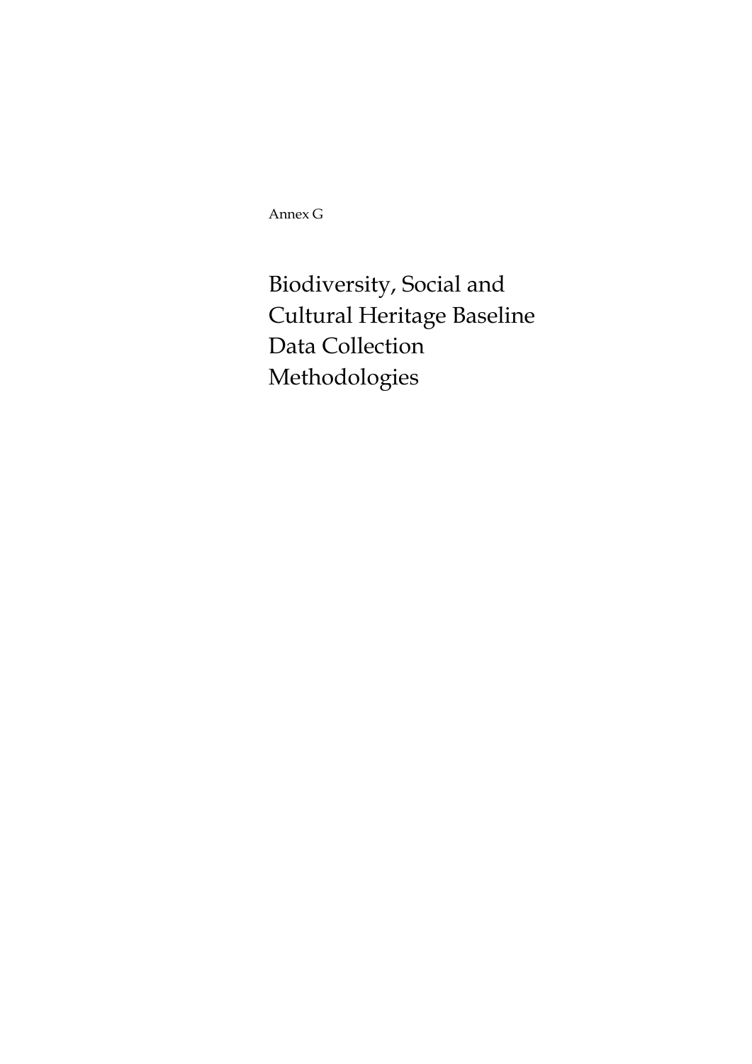Annex G

# Biodiversity, Social and Cultural Heritage Baseline Data Collection Methodologies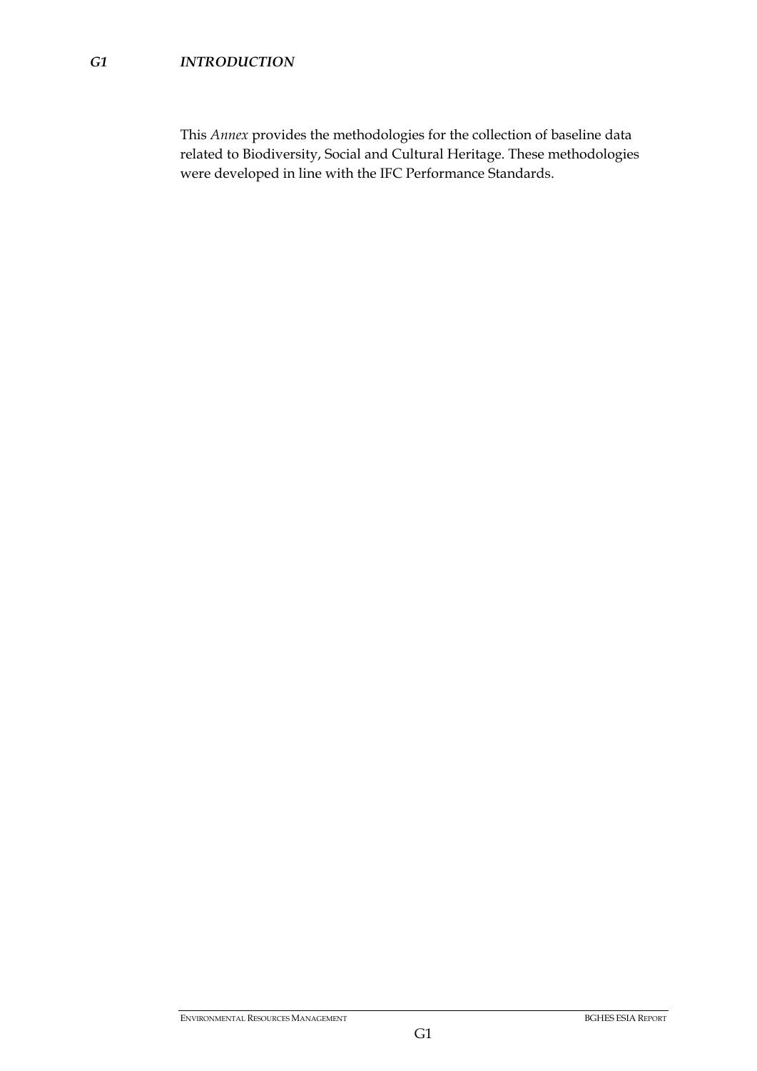## *G1 INTRODUCTION*

This *Annex* provides the methodologies for the collection of baseline data related to Biodiversity, Social and Cultural Heritage. These methodologies were developed in line with the IFC Performance Standards.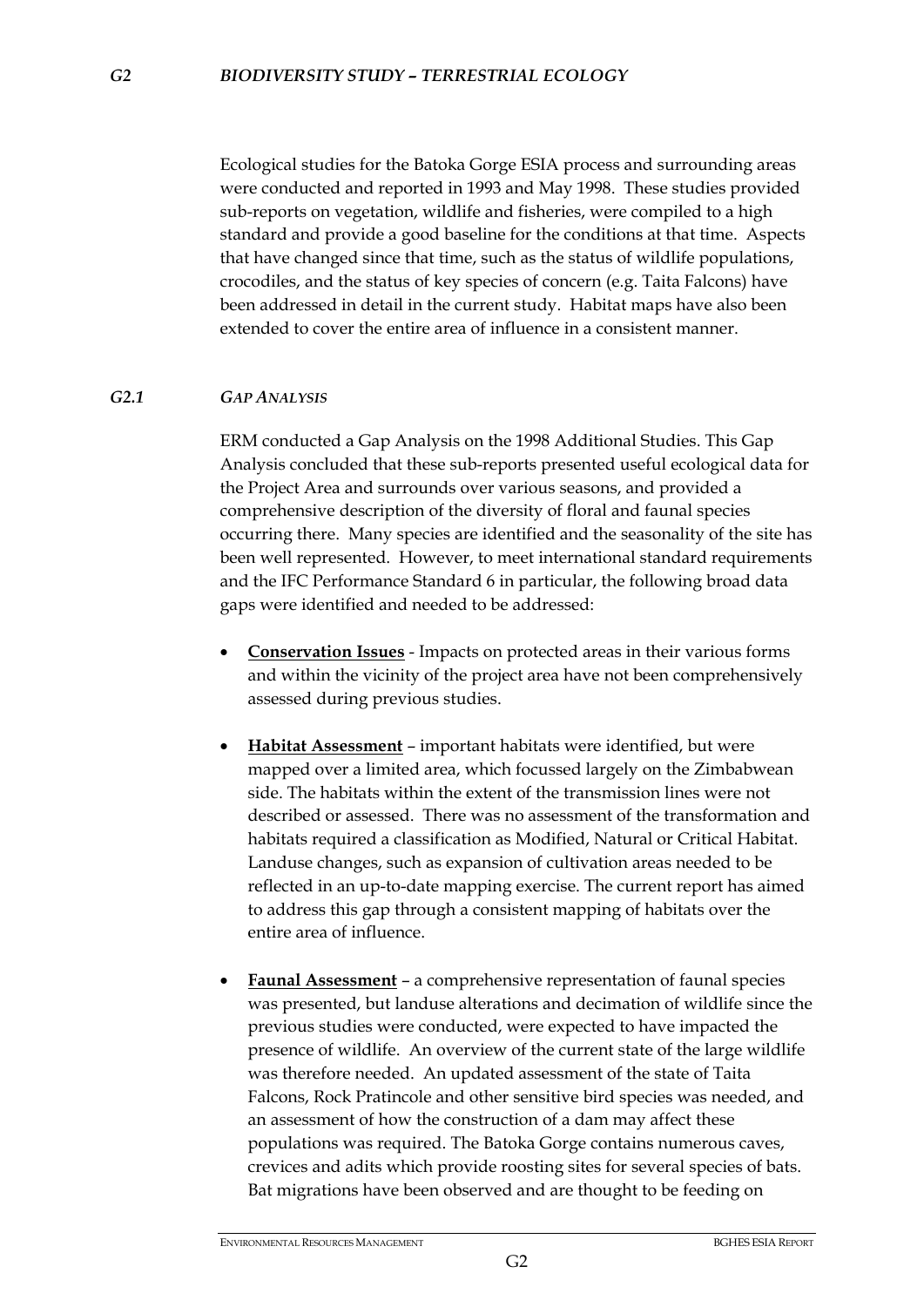## *G2 BIODIVERSITY STUDY – TERRESTRIAL ECOLOGY*

Ecological studies for the Batoka Gorge ESIA process and surrounding areas were conducted and reported in 1993 and May 1998. These studies provided sub-reports on vegetation, wildlife and fisheries, were compiled to a high standard and provide a good baseline for the conditions at that time. Aspects that have changed since that time, such as the status of wildlife populations, crocodiles, and the status of key species of concern (e.g. Taita Falcons) have been addressed in detail in the current study. Habitat maps have also been extended to cover the entire area of influence in a consistent manner.

### *G2.1 GAP ANALYSIS*

ERM conducted a Gap Analysis on the 1998 Additional Studies. This Gap Analysis concluded that these sub-reports presented useful ecological data for the Project Area and surrounds over various seasons, and provided a comprehensive description of the diversity of floral and faunal species occurring there. Many species are identified and the seasonality of the site has been well represented. However, to meet international standard requirements and the IFC Performance Standard 6 in particular, the following broad data gaps were identified and needed to be addressed:

- **Conservation Issues** - Impacts on protected areas in their various forms and within the vicinity of the project area have not been comprehensively assessed during previous studies.

- **Habitat Assessment** – important habitats were identified, but were mapped over a limited area, which focussed largely on the Zimbabwean side. The habitats within the extent of the transmission lines were not described or assessed. There was no assessment of the transformation and habitats required a classification as Modified, Natural or Critical Habitat. Landuse changes, such as expansion of cultivation areas needed to be reflected in an up-to-date mapping exercise. The current report has aimed to address this gap through a consistent mapping of habitats over the entire area of influence.

- **Faunal Assessment** – a comprehensive representation of faunal species was presented, but landuse alterations and decimation of wildlife since the previous studies were conducted, were expected to have impacted the presence of wildlife. An overview of the current state of the large wildlife was therefore needed. An updated assessment of the state of Taita Falcons, Rock Pratincole and other sensitive bird species was needed, and an assessment of how the construction of a dam may affect these populations was required. The Batoka Gorge contains numerous caves, crevices and adits which provide roosting sites for several species of bats. Bat migrations have been observed and are thought to be feeding on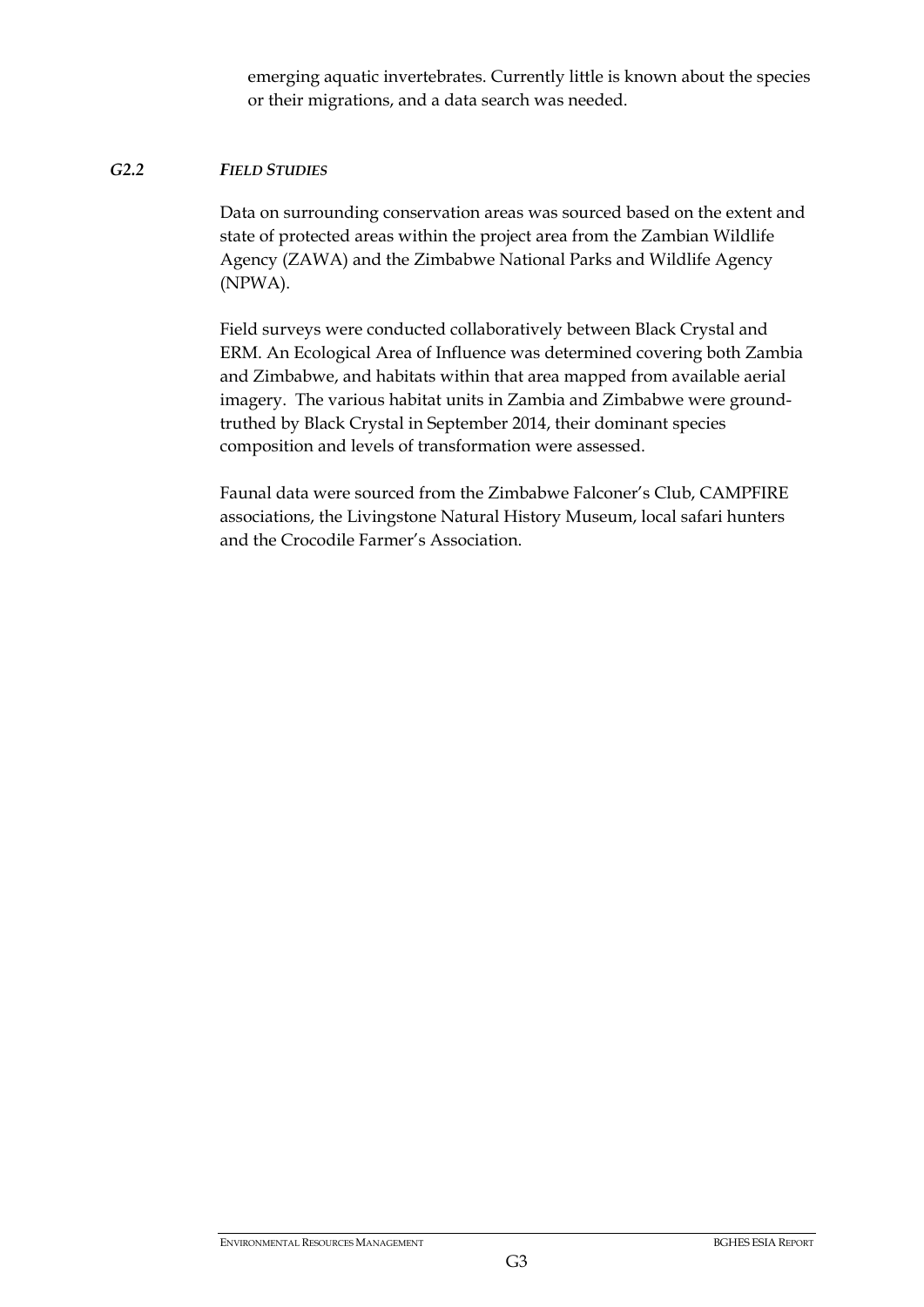emerging aquatic invertebrates. Currently little is known about the species or their migrations, and a data search was needed.

### *G2.2 FIELD STUDIES*

Data on surrounding conservation areas was sourced based on the extent and state of protected areas within the project area from the Zambian Wildlife Agency (ZAWA) and the Zimbabwe National Parks and Wildlife Agency (NPWA).

Field surveys were conducted collaboratively between Black Crystal and ERM. An Ecological Area of Influence was determined covering both Zambia and Zimbabwe, and habitats within that area mapped from available aerial imagery. The various habitat units in Zambia and Zimbabwe were ground-truthed by Black Crystal in September 2014, their dominant species composition and levels of transformation were assessed.

Faunal data were sourced from the Zimbabwe Falconer's Club, CAMPFIRE associations, the Livingstone Natural History Museum, local safari hunters and the Crocodile Farmer's Association.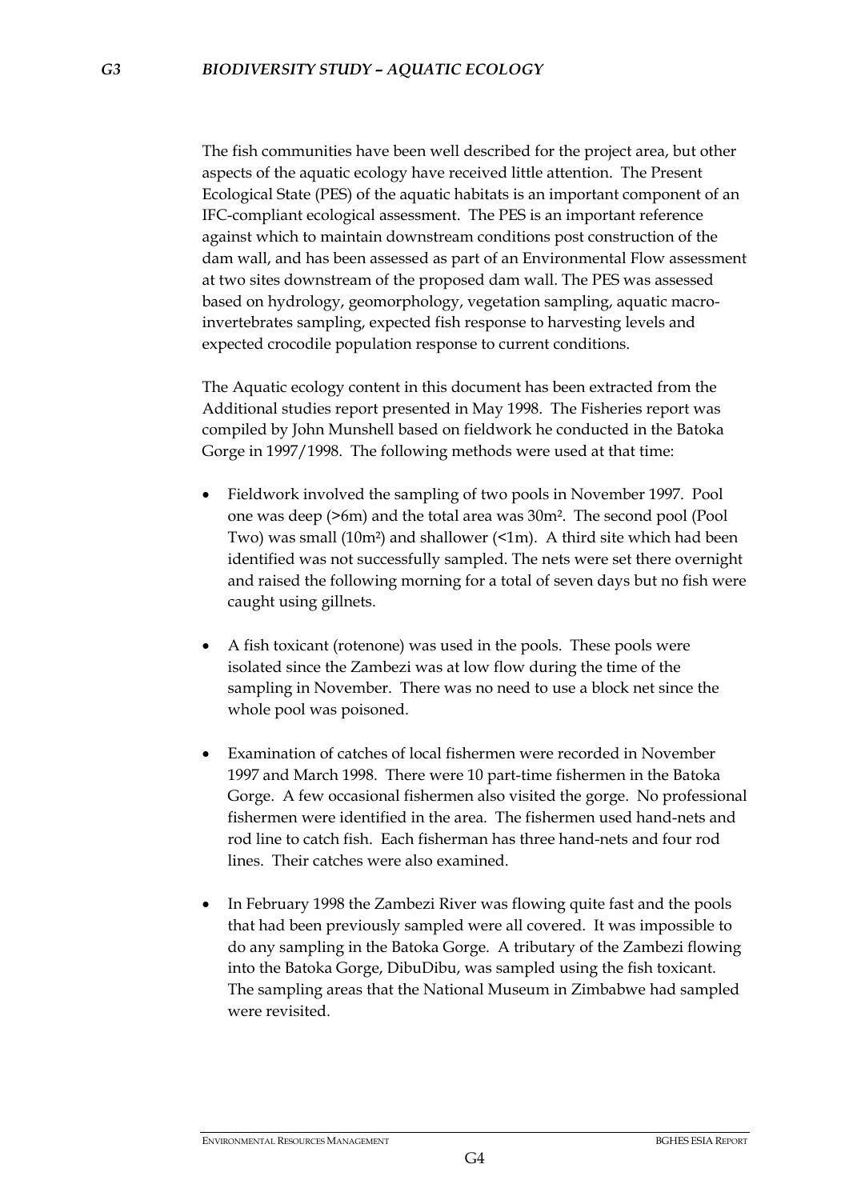## G3 BIODIVERSITY STUDY – AQUATIC ECOLOGY

The fish communities have been well described for the project area, but other aspects of the aquatic ecology have received little attention. The Present Ecological State (PES) of the aquatic habitats is an important component of an IFC-compliant ecological assessment. The PES is an important reference against which to maintain downstream conditions post construction of the dam wall, and has been assessed as part of an Environmental Flow assessment at two sites downstream of the proposed dam wall. The PES was assessed based on hydrology, geomorphology, vegetation sampling, aquatic macro-invertebrates sampling, expected fish response to harvesting levels and expected crocodile population response to current conditions.

The Aquatic ecology content in this document has been extracted from the Additional studies report presented in May 1998. The Fisheries report was compiled by John Munshell based on fieldwork he conducted in the Batoka Gorge in 1997/1998. The following methods were used at that time:

- Fieldwork involved the sampling of two pools in November 1997. Pool one was deep (>6m) and the total area was 30m². The second pool (Pool Two) was small (10m²) and shallower (<1m). A third site which had been identified was not successfully sampled. The nets were set there overnight and raised the following morning for a total of seven days but no fish were caught using gillnets.
- A fish toxicant (rotenone) was used in the pools. These pools were isolated since the Zambezi was at low flow during the time of the sampling in November. There was no need to use a block net since the whole pool was poisoned.
- Examination of catches of local fishermen were recorded in November 1997 and March 1998. There were 10 part-time fishermen in the Batoka Gorge. A few occasional fishermen also visited the gorge. No professional fishermen were identified in the area. The fishermen used hand-nets and rod line to catch fish. Each fisherman has three hand-nets and four rod lines. Their catches were also examined.
- In February 1998 the Zambezi River was flowing quite fast and the pools that had been previously sampled were all covered. It was impossible to do any sampling in the Batoka Gorge. A tributary of the Zambezi flowing into the Batoka Gorge, DibuDibu, was sampled using the fish toxicant. The sampling areas that the National Museum in Zimbabwe had sampled were revisited.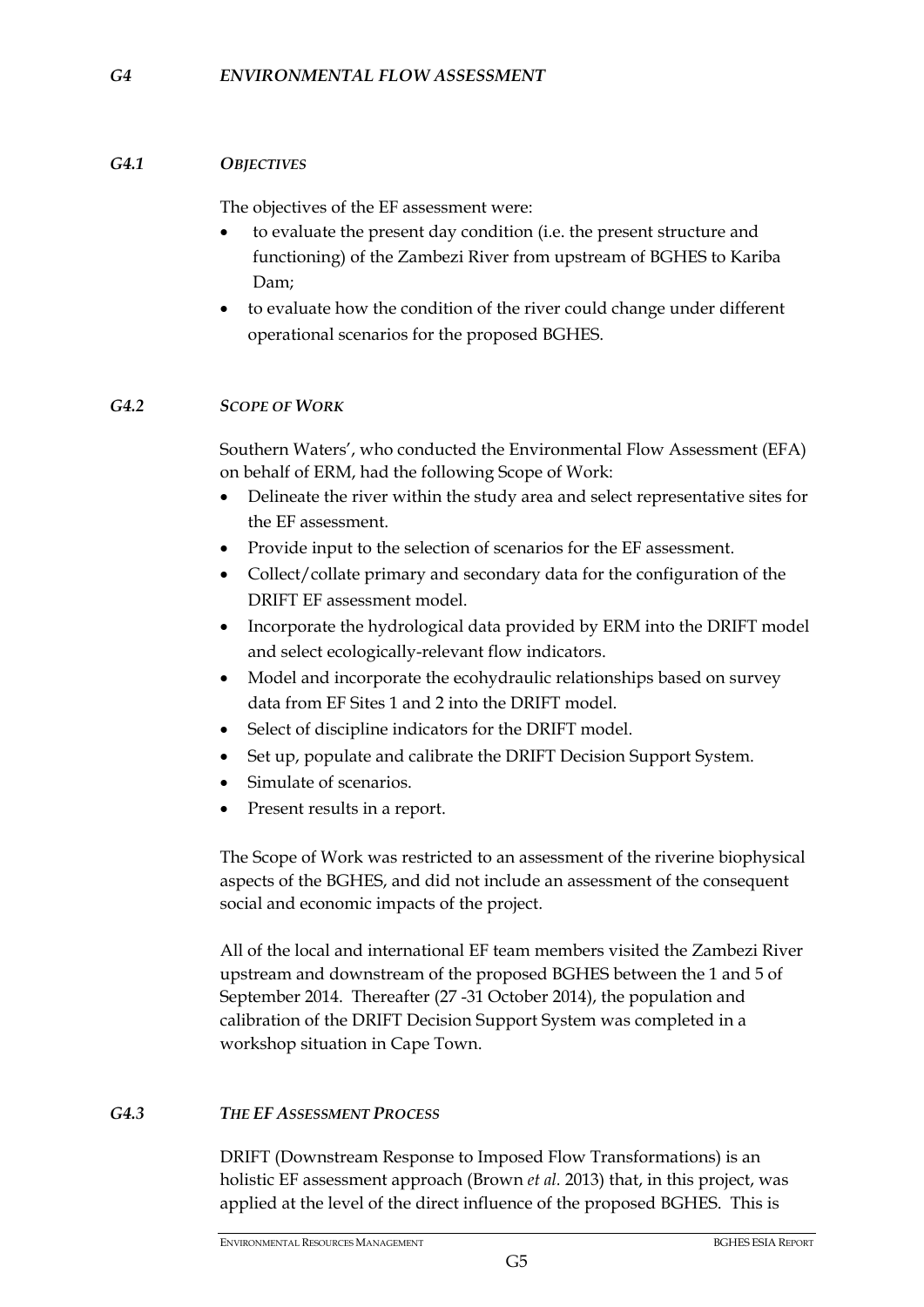## G4 ENVIRONMENTAL FLOW ASSESSMENT

### G4.1 OBJECTIVES

The objectives of the EF assessment were:

- to evaluate the present day condition (i.e. the present structure and functioning) of the Zambezi River from upstream of BGHES to Kariba Dam;
- to evaluate how the condition of the river could change under different operational scenarios for the proposed BGHES.

### G4.2 SCOPE OF WORK

Southern Waters', who conducted the Environmental Flow Assessment (EFA) on behalf of ERM, had the following Scope of Work:

- Delineate the river within the study area and select representative sites for the EF assessment.
- Provide input to the selection of scenarios for the EF assessment.
- Collect/collate primary and secondary data for the configuration of the DRIFT EF assessment model.
- Incorporate the hydrological data provided by ERM into the DRIFT model and select ecologically-relevant flow indicators.
- Model and incorporate the ecohydraulic relationships based on survey data from EF Sites 1 and 2 into the DRIFT model.
- Select of discipline indicators for the DRIFT model.
- Set up, populate and calibrate the DRIFT Decision Support System.
- Simulate of scenarios.
- Present results in a report.

The Scope of Work was restricted to an assessment of the riverine biophysical aspects of the BGHES, and did not include an assessment of the consequent social and economic impacts of the project.

All of the local and international EF team members visited the Zambezi River upstream and downstream of the proposed BGHES between the 1 and 5 of September 2014. Thereafter (27 -31 October 2014), the population and calibration of the DRIFT Decision Support System was completed in a workshop situation in Cape Town.

### G4.3 THE EF ASSESSMENT PROCESS

DRIFT (Downstream Response to Imposed Flow Transformations) is an holistic EF assessment approach (Brown *et al.* 2013) that, in this project, was applied at the level of the direct influence of the proposed BGHES. This is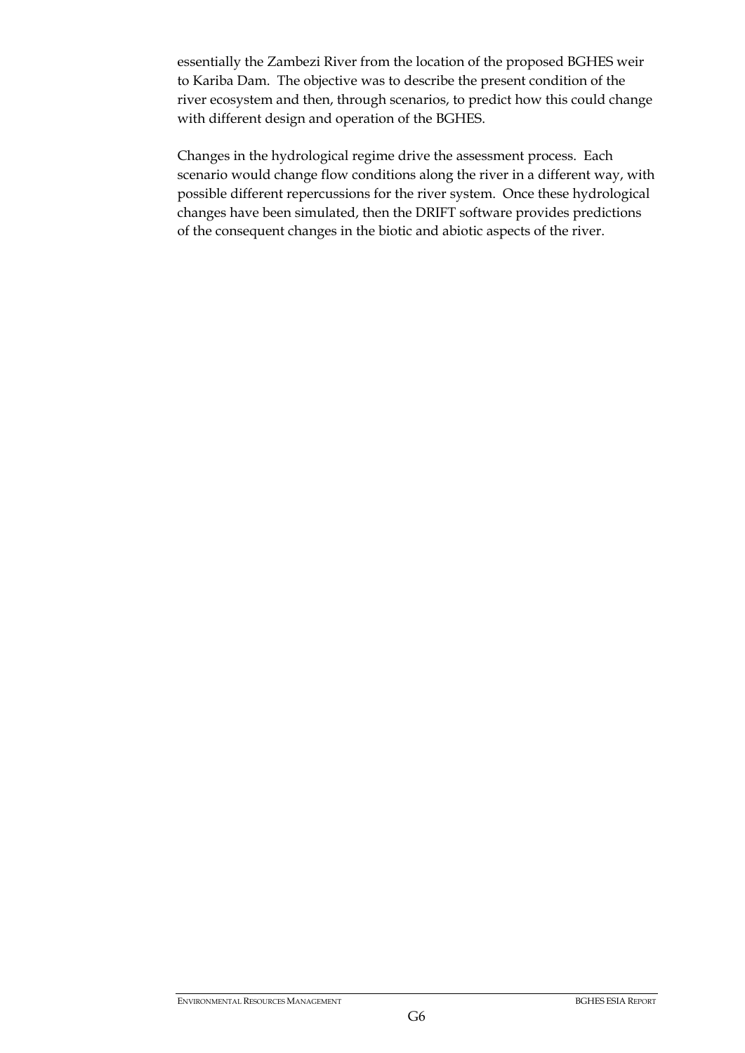essentially the Zambezi River from the location of the proposed BGHES weir to Kariba Dam. The objective was to describe the present condition of the river ecosystem and then, through scenarios, to predict how this could change with different design and operation of the BGHES.

Changes in the hydrological regime drive the assessment process. Each scenario would change flow conditions along the river in a different way, with possible different repercussions for the river system. Once these hydrological changes have been simulated, then the DRIFT software provides predictions of the consequent changes in the biotic and abiotic aspects of the river.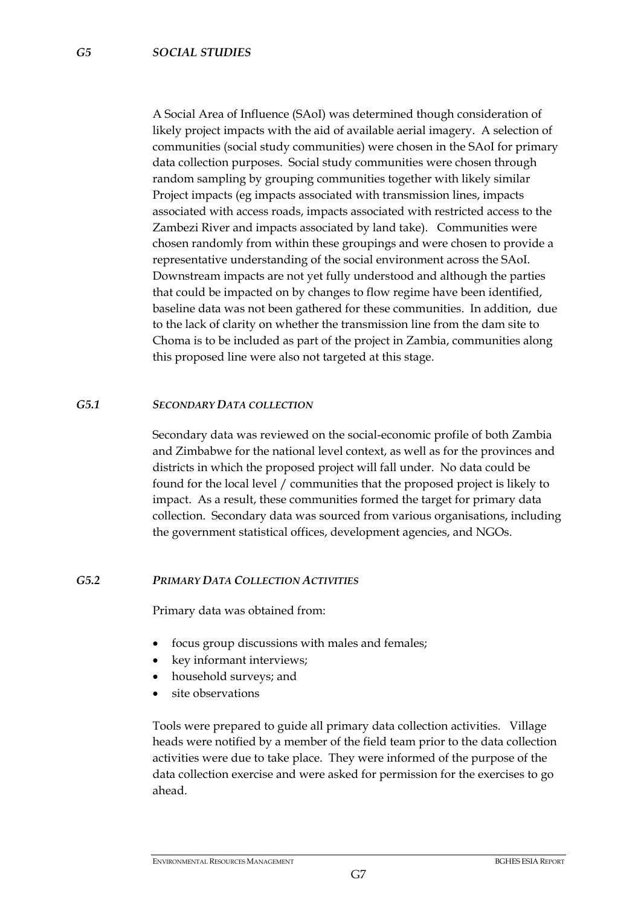## *G5 SOCIAL STUDIES*

A Social Area of Influence (SAoI) was determined though consideration of likely project impacts with the aid of available aerial imagery. A selection of communities (social study communities) were chosen in the SAoI for primary data collection purposes. Social study communities were chosen through random sampling by grouping communities together with likely similar Project impacts (eg impacts associated with transmission lines, impacts associated with access roads, impacts associated with restricted access to the Zambezi River and impacts associated by land take). Communities were chosen randomly from within these groupings and were chosen to provide a representative understanding of the social environment across the SAoI. Downstream impacts are not yet fully understood and although the parties that could be impacted on by changes to flow regime have been identified, baseline data was not been gathered for these communities. In addition, due to the lack of clarity on whether the transmission line from the dam site to Choma is to be included as part of the project in Zambia, communities along this proposed line were also not targeted at this stage.

### *G5.1 SECONDARY DATA COLLECTION*

Secondary data was reviewed on the social-economic profile of both Zambia and Zimbabwe for the national level context, as well as for the provinces and districts in which the proposed project will fall under. No data could be found for the local level / communities that the proposed project is likely to impact. As a result, these communities formed the target for primary data collection. Secondary data was sourced from various organisations, including the government statistical offices, development agencies, and NGOs.

### *G5.2 PRIMARY DATA COLLECTION ACTIVITIES*

Primary data was obtained from:

- focus group discussions with males and females;
- key informant interviews;
- household surveys; and
- site observations

Tools were prepared to guide all primary data collection activities. Village heads were notified by a member of the field team prior to the data collection activities were due to take place. They were informed of the purpose of the data collection exercise and were asked for permission for the exercises to go ahead.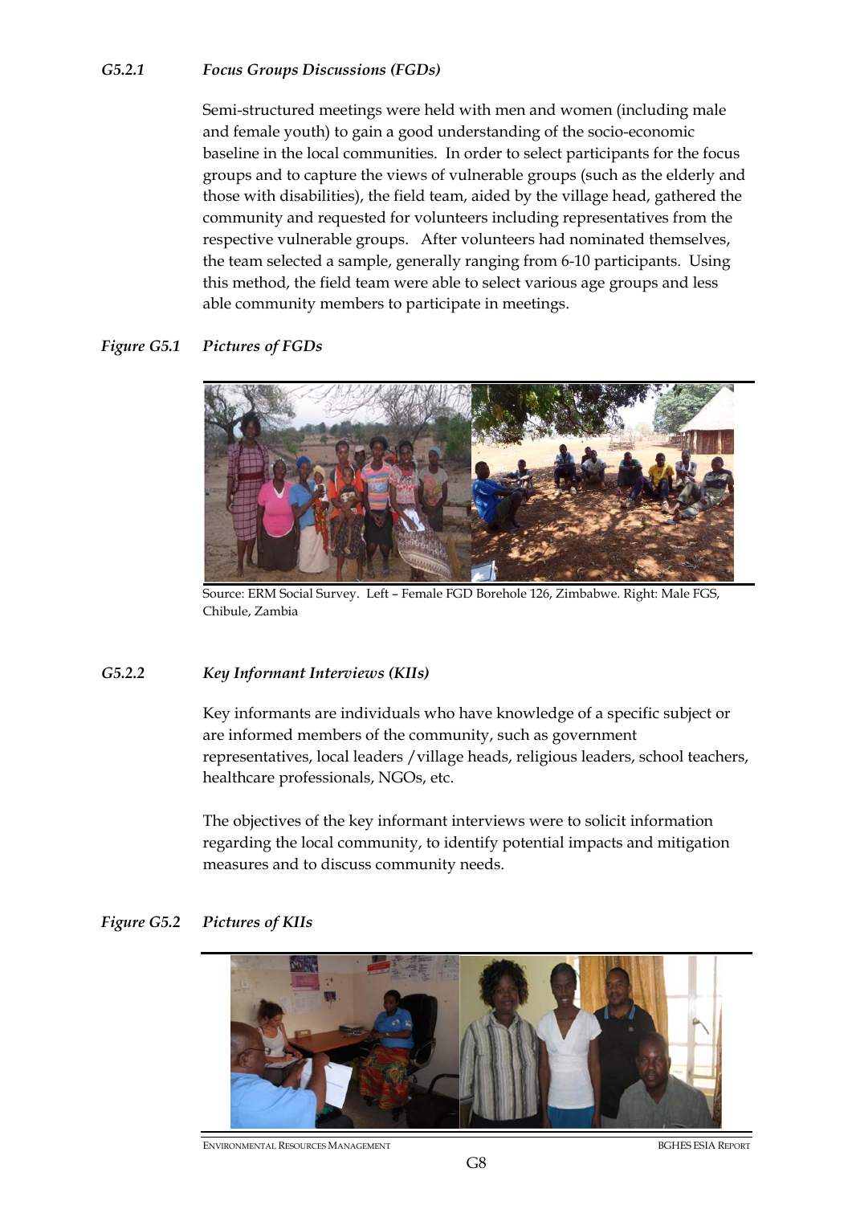#### *G5.2.1 Focus Groups Discussions (FGDs)*

Semi-structured meetings were held with men and women (including male and female youth) to gain a good understanding of the socio-economic baseline in the local communities. In order to select participants for the focus groups and to capture the views of vulnerable groups (such as the elderly and those with disabilities), the field team, aided by the village head, gathered the community and requested for volunteers including representatives from the respective vulnerable groups. After volunteers had nominated themselves, the team selected a sample, generally ranging from 6-10 participants. Using this method, the field team were able to select various age groups and less able community members to participate in meetings.

*Figure G5.1 Pictures of FGDs*

Source: ERM Social Survey. Left – Female FGD Borehole 126, Zimbabwe. Right: Male FGS, Chibule, Zambia

#### *G5.2.2 Key Informant Interviews (KIIs)*

Key informants are individuals who have knowledge of a specific subject or are informed members of the community, such as government representatives, local leaders /village heads, religious leaders, school teachers, healthcare professionals, NGOs, etc.

The objectives of the key informant interviews were to solicit information regarding the local community, to identify potential impacts and mitigation measures and to discuss community needs.

*Figure G5.2 Pictures of KIIs*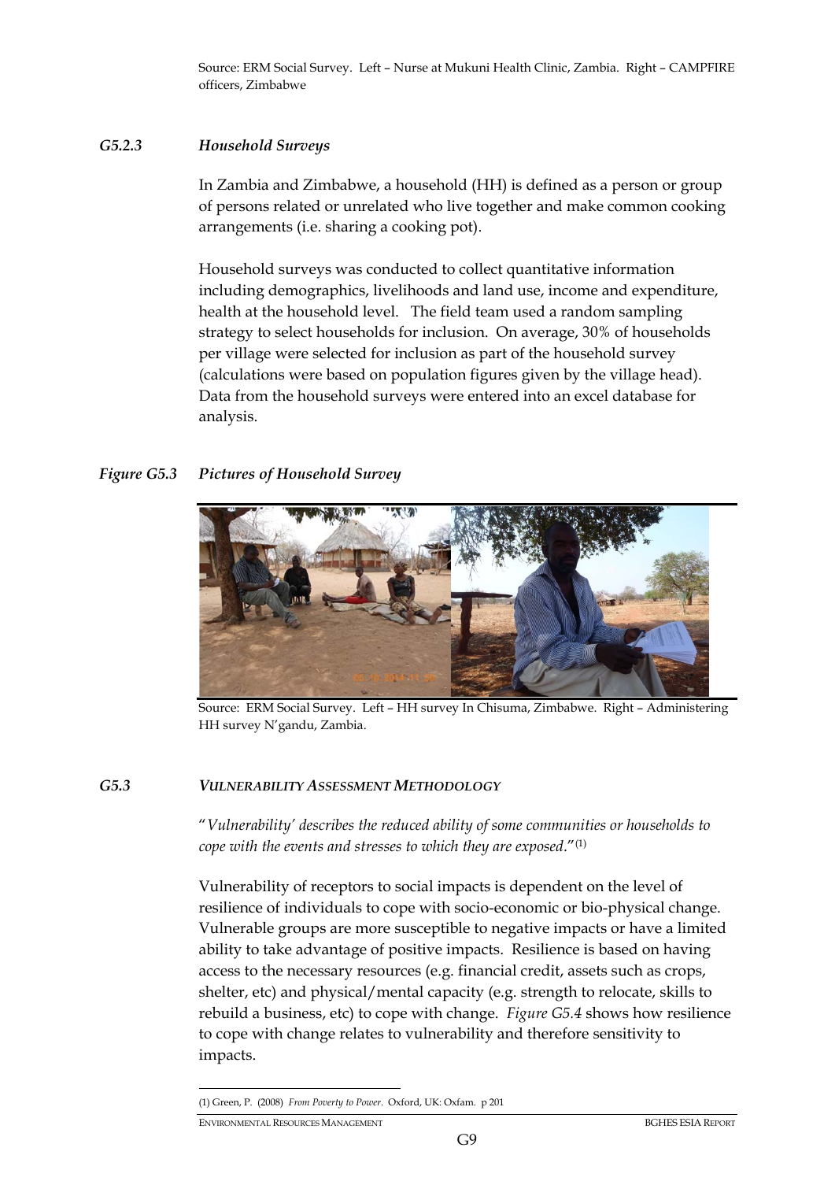Source: ERM Social Survey. Left – Nurse at Mukuni Health Clinic, Zambia. Right – CAMPFIRE officers, Zimbabwe

### *G5.2.3 Household Surveys*

In Zambia and Zimbabwe, a household (HH) is defined as a person or group of persons related or unrelated who live together and make common cooking arrangements (i.e. sharing a cooking pot).

Household surveys was conducted to collect quantitative information including demographics, livelihoods and land use, income and expenditure, health at the household level. The field team used a random sampling strategy to select households for inclusion. On average, 30% of households per village were selected for inclusion as part of the household survey (calculations were based on population figures given by the village head). Data from the household surveys were entered into an excel database for analysis.

*Figure G5.3 Pictures of Household Survey*

Source: ERM Social Survey. Left – HH survey In Chisuma, Zimbabwe. Right – Administering HH survey N'gandu, Zambia.

## G5.3 VULNERABILITY ASSESSMENT METHODOLOGY

"*Vulnerability' describes the reduced ability of some communities or households to cope with the events and stresses to which they are exposed*."[(1)]

Vulnerability of receptors to social impacts is dependent on the level of resilience of individuals to cope with socio-economic or bio-physical change. Vulnerable groups are more susceptible to negative impacts or have a limited ability to take advantage of positive impacts. Resilience is based on having access to the necessary resources (e.g. financial credit, assets such as crops, shelter, etc) and physical/mental capacity (e.g. strength to relocate, skills to rebuild a business, etc) to cope with change. *Figure G5.4* shows how resilience to cope with change relates to vulnerability and therefore sensitivity to impacts.

(1) Green, P. (2008) *From Poverty to Power*. Oxford, UK: Oxfam. p 201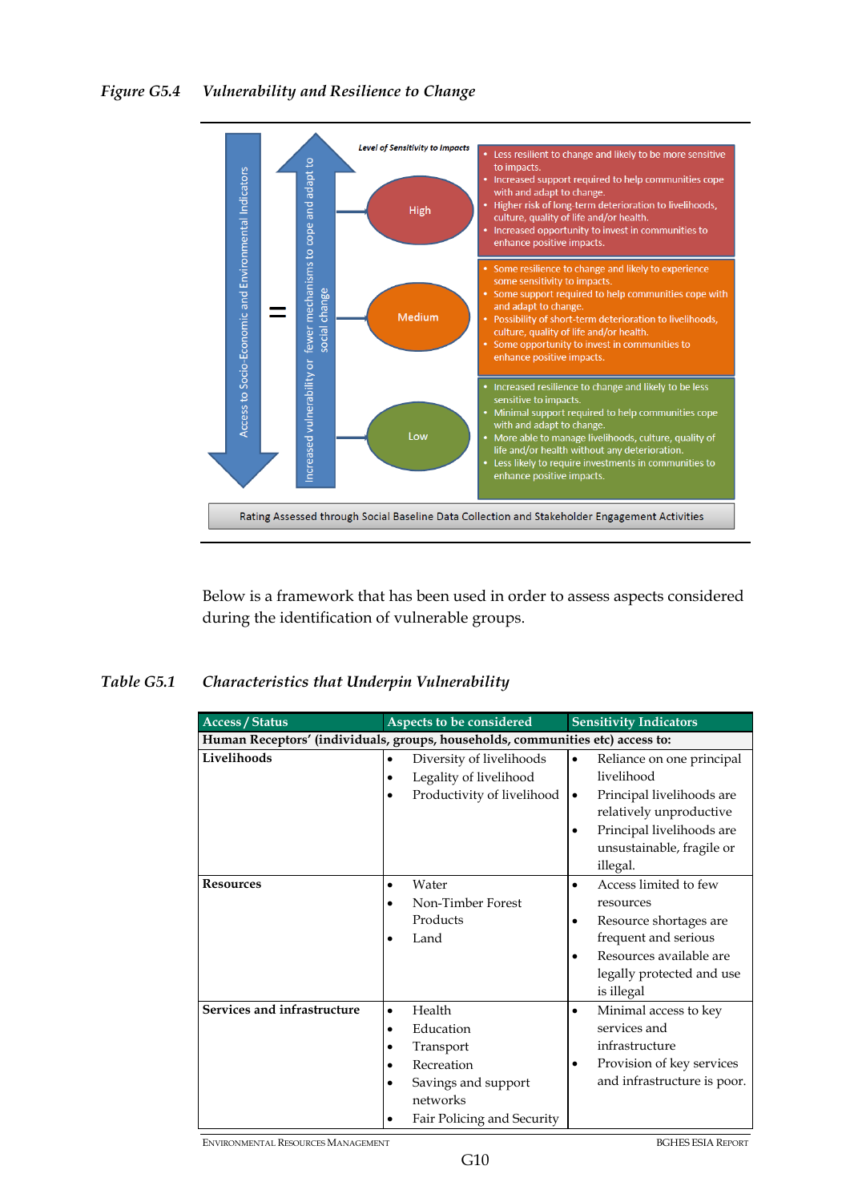*Figure G5.4 Vulnerability and Resilience to Change*

Level of Sensitivity to Impacts

Access to Socio-Economic and Environmental Indicators = Increased vulnerability or fewer mechanisms to cope and adapt to social change

**High**

- Less resilient to change and likely to be more sensitive to impacts.
- Increased support required to help communities cope with and adapt to change.
- Higher risk of long-term deterioration to livelihoods, culture, quality of life and/or health.
- Increased opportunity to invest in communities to enhance positive impacts.

**Medium**

- Some resilience to change and likely to experience some sensitivity to impacts.
- Some support required to help communities cope with and adapt to change.
- Possibility of short-term deterioration to livelihoods, culture, quality of life and/or health.
- Some opportunity to invest in communities to enhance positive impacts.

**Low**

- Increased resilience to change and likely to be less sensitive to impacts.
- Minimal support required to help communities cope with and adapt to change.
- More able to manage livelihoods, culture, quality of life and/or health without any deterioration.
- Less likely to require investments in communities to enhance positive impacts.

Rating Assessed through Social Baseline Data Collection and Stakeholder Engagement Activities

Below is a framework that has been used in order to assess aspects considered during the identification of vulnerable groups.

*Table G5.1 Characteristics that Underpin Vulnerability*

| Access / Status | Aspects to be considered | Sensitivity Indicators |
|---|---|---|
| **Human Receptors' (individuals, groups, households, communities etc) access to:** | | |
| **Livelihoods** | • Diversity of livelihoods<br>• Legality of livelihood<br>• Productivity of livelihood | • Reliance on one principal livelihood<br>• Principal livelihoods are relatively unproductive<br>• Principal livelihoods are unsustainable, fragile or illegal. |
| **Resources** | • Water<br>• Non-Timber Forest Products<br>• Land | • Access limited to few resources<br>• Resource shortages are frequent and serious<br>• Resources available are legally protected and use is illegal |
| **Services and infrastructure** | • Health<br>• Education<br>• Transport<br>• Recreation<br>• Savings and support networks<br>• Fair Policing and Security | • Minimal access to key services and infrastructure<br>• Provision of key services and infrastructure is poor. |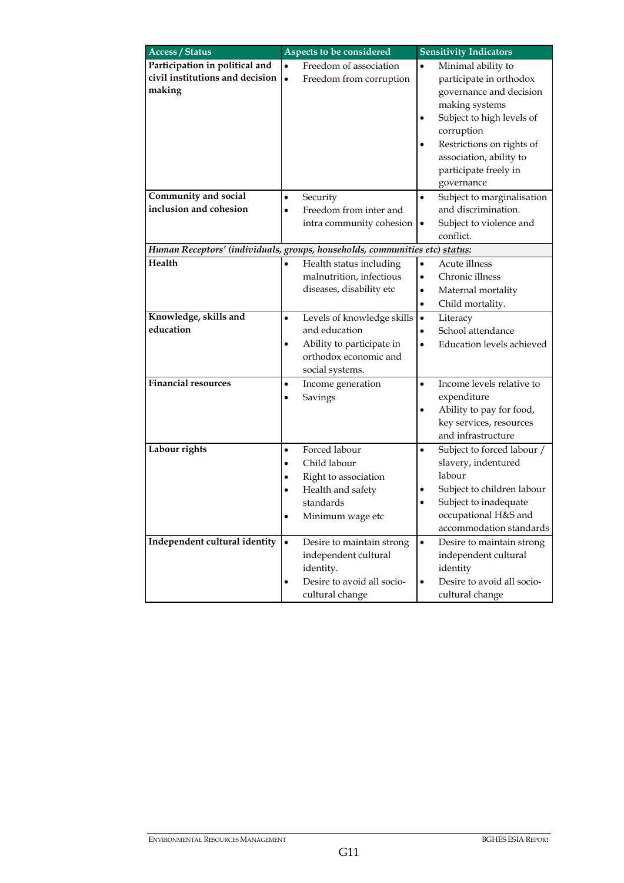| Access / Status | Aspects to be considered | Sensitivity Indicators |
|---|---|---|
| **Participation in political and civil institutions and decision making** | • Freedom of association<br>• Freedom from corruption | • Minimal ability to participate in orthodox governance and decision making systems<br>• Subject to high levels of corruption<br>• Restrictions on rights of association, ability to participate freely in governance |
| **Community and social inclusion and cohesion** | • Security<br>• Freedom from inter and intra community cohesion | • Subject to marginalisation and discrimination.<br>• Subject to violence and conflict. |
| ***Human Receptors' (individuals, groups, households, communities etc) status:*** | | |
| **Health** | • Health status including malnutrition, infectious diseases, disability etc | • Acute illness<br>• Chronic illness<br>• Maternal mortality<br>• Child mortality. |
| **Knowledge, skills and education** | • Levels of knowledge skills and education<br>• Ability to participate in orthodox economic and social systems. | • Literacy<br>• School attendance<br>• Education levels achieved |
| **Financial resources** | • Income generation<br>• Savings | • Income levels relative to expenditure<br>• Ability to pay for food, key services, resources and infrastructure |
| **Labour rights** | • Forced labour<br>• Child labour<br>• Right to association<br>• Health and safety standards<br>• Minimum wage etc | • Subject to forced labour / slavery, indentured labour<br>• Subject to children labour<br>• Subject to inadequate occupational H&S and accommodation standards |
| **Independent cultural identity** | • Desire to maintain strong independent cultural identity.<br>• Desire to avoid all socio-cultural change | • Desire to maintain strong independent cultural identity<br>• Desire to avoid all socio-cultural change |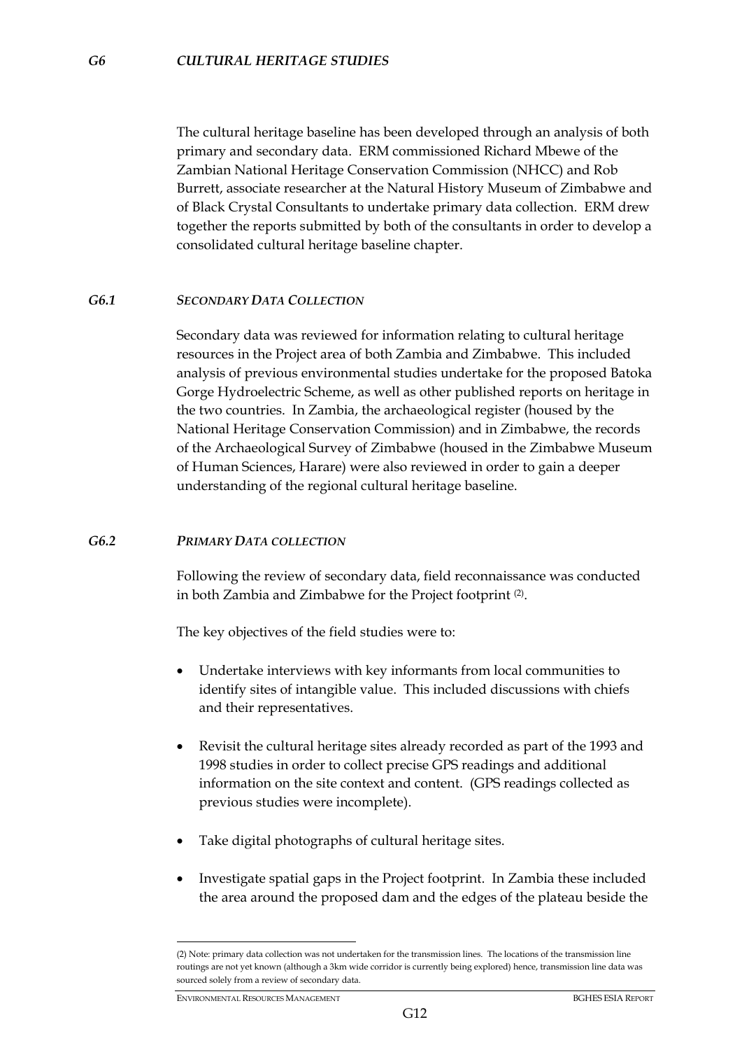### *G6 CULTURAL HERITAGE STUDIES*

The cultural heritage baseline has been developed through an analysis of both primary and secondary data. ERM commissioned Richard Mbewe of the Zambian National Heritage Conservation Commission (NHCC) and Rob Burrett, associate researcher at the Natural History Museum of Zimbabwe and of Black Crystal Consultants to undertake primary data collection. ERM drew together the reports submitted by both of the consultants in order to develop a consolidated cultural heritage baseline chapter.

#### *G6.1 SECONDARY DATA COLLECTION*

Secondary data was reviewed for information relating to cultural heritage resources in the Project area of both Zambia and Zimbabwe. This included analysis of previous environmental studies undertake for the proposed Batoka Gorge Hydroelectric Scheme, as well as other published reports on heritage in the two countries. In Zambia, the archaeological register (housed by the National Heritage Conservation Commission) and in Zimbabwe, the records of the Archaeological Survey of Zimbabwe (housed in the Zimbabwe Museum of Human Sciences, Harare) were also reviewed in order to gain a deeper understanding of the regional cultural heritage baseline.

#### *G6.2 PRIMARY DATA COLLECTION*

Following the review of secondary data, field reconnaissance was conducted in both Zambia and Zimbabwe for the Project footprint (2).

The key objectives of the field studies were to:

- Undertake interviews with key informants from local communities to identify sites of intangible value. This included discussions with chiefs and their representatives.
- Revisit the cultural heritage sites already recorded as part of the 1993 and 1998 studies in order to collect precise GPS readings and additional information on the site context and content. (GPS readings collected as previous studies were incomplete).
- Take digital photographs of cultural heritage sites.
- Investigate spatial gaps in the Project footprint. In Zambia these included the area around the proposed dam and the edges of the plateau beside the

(2) Note: primary data collection was not undertaken for the transmission lines. The locations of the transmission line routings are not yet known (although a 3km wide corridor is currently being explored) hence, transmission line data was sourced solely from a review of secondary data.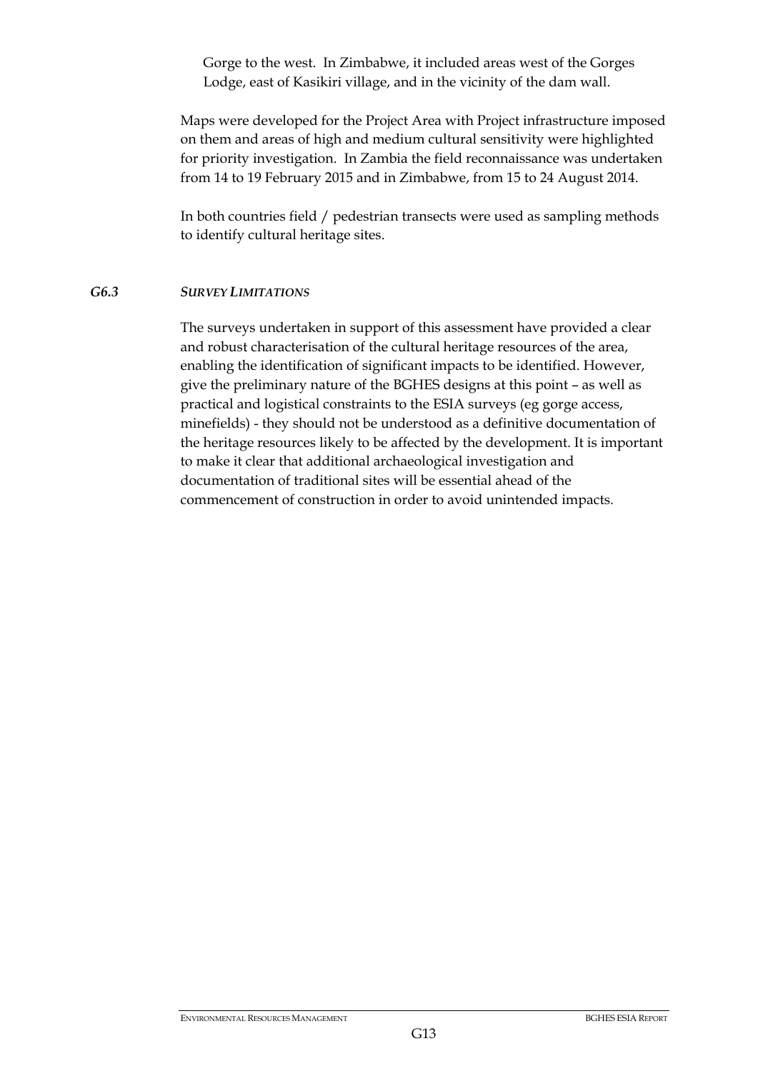Gorge to the west. In Zimbabwe, it included areas west of the Gorges Lodge, east of Kasikiri village, and in the vicinity of the dam wall.

Maps were developed for the Project Area with Project infrastructure imposed on them and areas of high and medium cultural sensitivity were highlighted for priority investigation. In Zambia the field reconnaissance was undertaken from 14 to 19 February 2015 and in Zimbabwe, from 15 to 24 August 2014.

In both countries field / pedestrian transects were used as sampling methods to identify cultural heritage sites.

### *G6.3 SURVEY LIMITATIONS*

The surveys undertaken in support of this assessment have provided a clear and robust characterisation of the cultural heritage resources of the area, enabling the identification of significant impacts to be identified. However, give the preliminary nature of the BGHES designs at this point – as well as practical and logistical constraints to the ESIA surveys (eg gorge access, minefields) - they should not be understood as a definitive documentation of the heritage resources likely to be affected by the development. It is important to make it clear that additional archaeological investigation and documentation of traditional sites will be essential ahead of the commencement of construction in order to avoid unintended impacts.